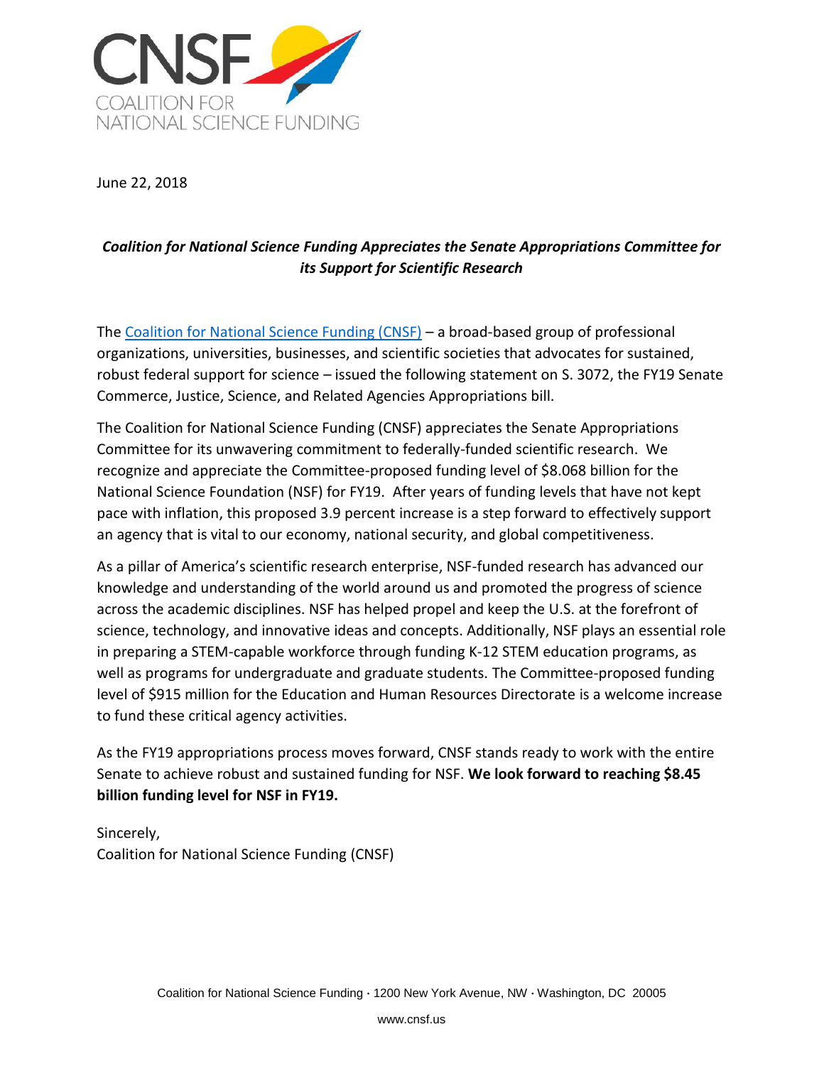# CNSF

COALITION FOR NATIONAL SCIENCE FUNDING

June 22, 2018

***Coalition for National Science Funding Appreciates the Senate Appropriations Committee for its Support for Scientific Research***

The [Coalition for National Science Funding (CNSF)](http://www.cnsf.us) – a broad-based group of professional organizations, universities, businesses, and scientific societies that advocates for sustained, robust federal support for science – issued the following statement on S. 3072, the FY19 Senate Commerce, Justice, Science, and Related Agencies Appropriations bill.

The Coalition for National Science Funding (CNSF) appreciates the Senate Appropriations Committee for its unwavering commitment to federally-funded scientific research. We recognize and appreciate the Committee-proposed funding level of $8.068 billion for the National Science Foundation (NSF) for FY19. After years of funding levels that have not kept pace with inflation, this proposed 3.9 percent increase is a step forward to effectively support an agency that is vital to our economy, national security, and global competitiveness.

As a pillar of America's scientific research enterprise, NSF-funded research has advanced our knowledge and understanding of the world around us and promoted the progress of science across the academic disciplines. NSF has helped propel and keep the U.S. at the forefront of science, technology, and innovative ideas and concepts. Additionally, NSF plays an essential role in preparing a STEM-capable workforce through funding K-12 STEM education programs, as well as programs for undergraduate and graduate students. The Committee-proposed funding level of $915 million for the Education and Human Resources Directorate is a welcome increase to fund these critical agency activities.

As the FY19 appropriations process moves forward, CNSF stands ready to work with the entire Senate to achieve robust and sustained funding for NSF. **We look forward to reaching $8.45 billion funding level for NSF in FY19.**

Sincerely,
Coalition for National Science Funding (CNSF)

Coalition for National Science Funding · 1200 New York Avenue, NW · Washington, DC 20005

www.cnsf.us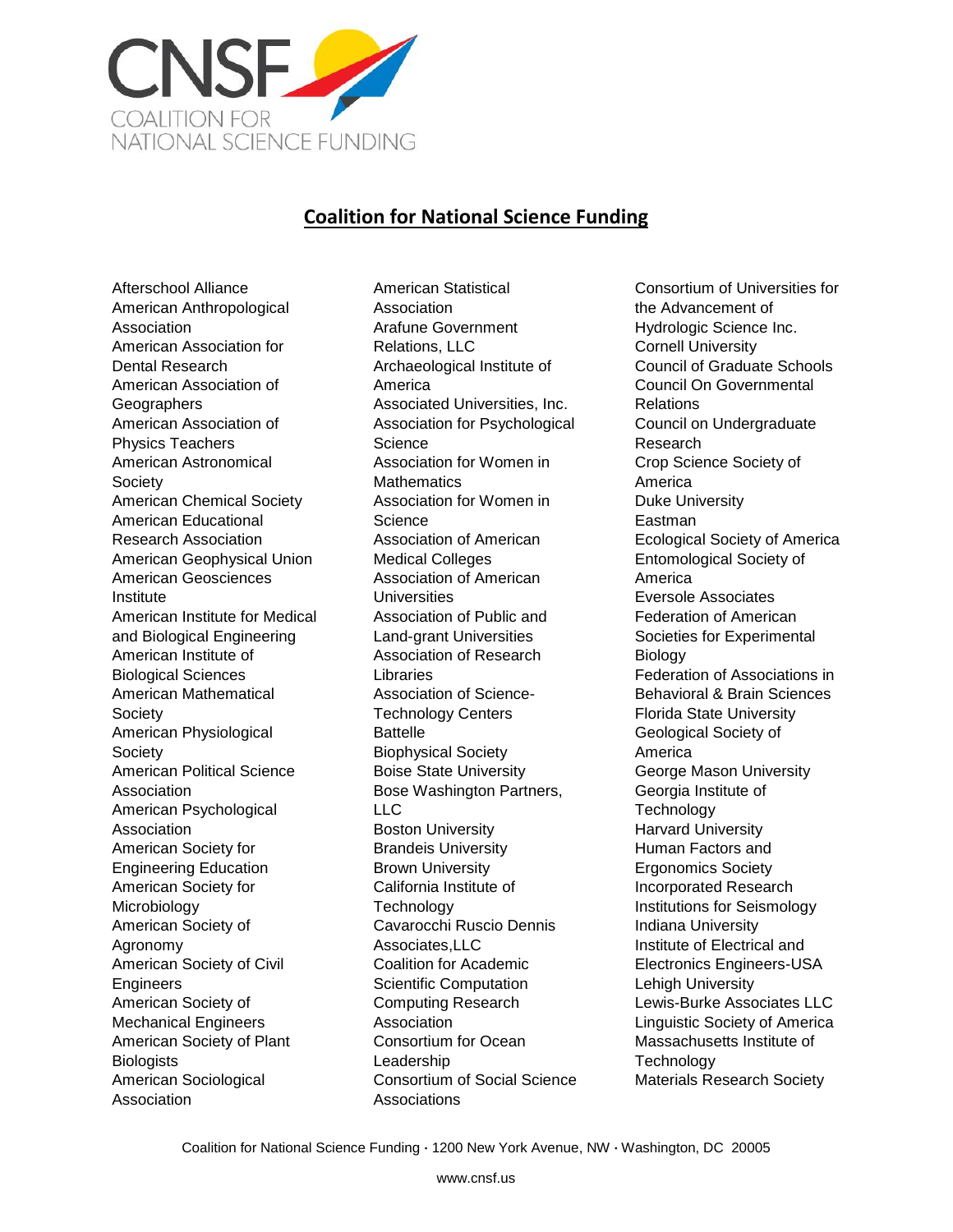# Coalition for National Science Funding

Afterschool Alliance
American Anthropological Association
American Association for Dental Research
American Association of Geographers
American Association of Physics Teachers
American Astronomical Society
American Chemical Society
American Educational Research Association
American Geophysical Union
American Geosciences Institute
American Institute for Medical and Biological Engineering
American Institute of Biological Sciences
American Mathematical Society
American Physiological Society
American Political Science Association
American Psychological Association
American Society for Engineering Education
American Society for Microbiology
American Society of Agronomy
American Society of Civil Engineers
American Society of Mechanical Engineers
American Society of Plant Biologists
American Sociological Association
American Statistical Association
Arafune Government Relations, LLC
Archaeological Institute of America
Associated Universities, Inc.
Association for Psychological Science
Association for Women in Mathematics
Association for Women in Science
Association of American Medical Colleges
Association of American Universities
Association of Public and Land-grant Universities
Association of Research Libraries
Association of Science-Technology Centers
Battelle
Biophysical Society
Boise State University
Bose Washington Partners, LLC
Boston University
Brandeis University
Brown University
California Institute of Technology
Cavarocchi Ruscio Dennis Associates,LLC
Coalition for Academic Scientific Computation
Computing Research Association
Consortium for Ocean Leadership
Consortium of Social Science Associations
Consortium of Universities for the Advancement of Hydrologic Science Inc.
Cornell University
Council of Graduate Schools
Council On Governmental Relations
Council on Undergraduate Research
Crop Science Society of America
Duke University
Eastman
Ecological Society of America
Entomological Society of America
Eversole Associates
Federation of American Societies for Experimental Biology
Federation of Associations in Behavioral & Brain Sciences
Florida State University
Geological Society of America
George Mason University
Georgia Institute of Technology
Harvard University
Human Factors and Ergonomics Society
Incorporated Research Institutions for Seismology
Indiana University
Institute of Electrical and Electronics Engineers-USA
Lehigh University
Lewis-Burke Associates LLC
Linguistic Society of America
Massachusetts Institute of Technology
Materials Research Society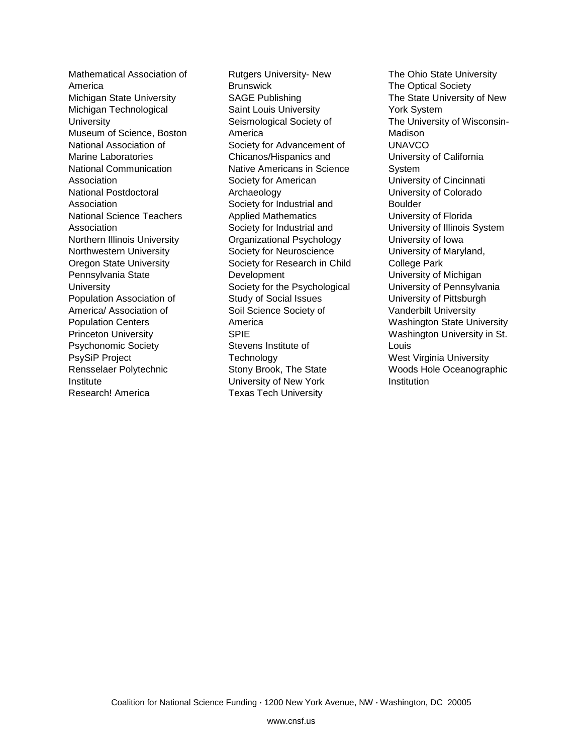Mathematical Association of America
Michigan State University
Michigan Technological University
Museum of Science, Boston
National Association of Marine Laboratories
National Communication Association
National Postdoctoral Association
National Science Teachers Association
Northern Illinois University
Northwestern University
Oregon State University
Pennsylvania State University
Population Association of America/ Association of Population Centers
Princeton University
Psychonomic Society
PsySiP Project
Rensselaer Polytechnic Institute
Research! America
Rutgers University- New Brunswick
SAGE Publishing
Saint Louis University
Seismological Society of America
Society for Advancement of Chicanos/Hispanics and Native Americans in Science
Society for American Archaeology
Society for Industrial and Applied Mathematics
Society for Industrial and Organizational Psychology
Society for Neuroscience
Society for Research in Child Development
Society for the Psychological Study of Social Issues
Soil Science Society of America
SPIE
Stevens Institute of Technology
Stony Brook, The State University of New York
Texas Tech University
The Ohio State University
The Optical Society
The State University of New York System
The University of Wisconsin-Madison
UNAVCO
University of California System
University of Cincinnati
University of Colorado Boulder
University of Florida
University of Illinois System
University of Iowa
University of Maryland, College Park
University of Michigan
University of Pennsylvania
University of Pittsburgh
Vanderbilt University
Washington State University
Washington University in St. Louis
West Virginia University
Woods Hole Oceanographic Institution

Coalition for National Science Funding · 1200 New York Avenue, NW · Washington, DC 20005

www.cnsf.us